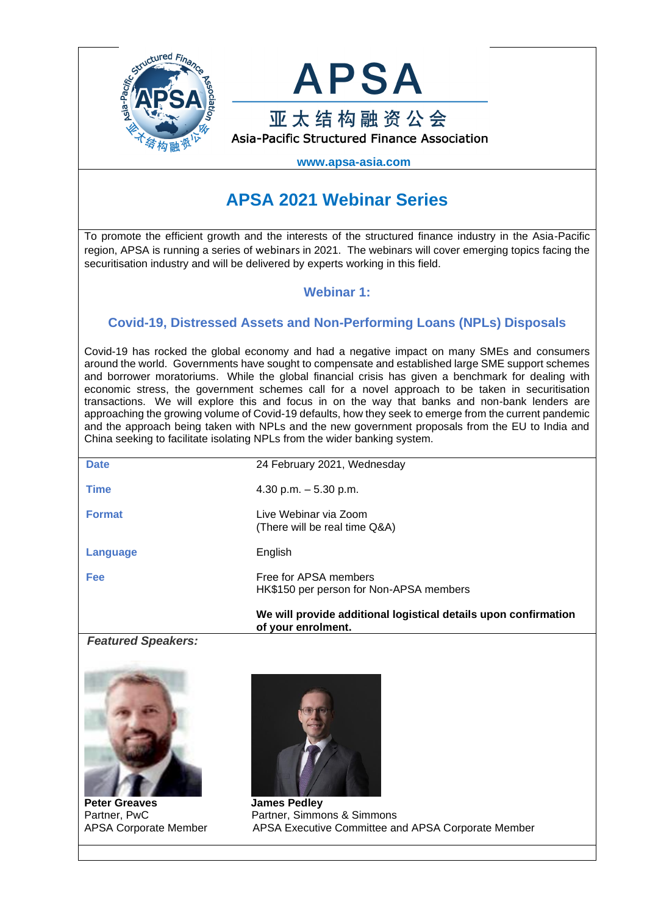# APSA

亚太结构融资公会

Asia-Pacific Structured Finance Association

www.apsa-asia.com

## APSA 2021 Webinar Series

To promote the efficient growth and the interests of the structured finance industry in the Asia-Pacific region, APSA is running a series of webinars in 2021. The webinars will cover emerging topics facing the securitisation industry and will be delivered by experts working in this field.

### Webinar 1:

### Covid-19, Distressed Assets and Non-Performing Loans (NPLs) Disposals

Covid-19 has rocked the global economy and had a negative impact on many SMEs and consumers around the world. Governments have sought to compensate and established large SME support schemes and borrower moratoriums. While the global financial crisis has given a benchmark for dealing with economic stress, the government schemes call for a novel approach to be taken in securitisation transactions. We will explore this and focus in on the way that banks and non-bank lenders are approaching the growing volume of Covid-19 defaults, how they seek to emerge from the current pandemic and the approach being taken with NPLs and the new government proposals from the EU to India and China seeking to facilitate isolating NPLs from the wider banking system.

| | |
|---|---|
| **Date** | 24 February 2021, Wednesday |
| **Time** | 4.30 p.m. – 5.30 p.m. |
| **Format** | Live Webinar via Zoom<br>(There will be real time Q&A) |
| **Language** | English |
| **Fee** | Free for APSA members<br>HK$150 per person for Non-APSA members |
| | **We will provide additional logistical details upon confirmation of your enrolment.** |

***Featured Speakers:***

**Peter Greaves**
Partner, PwC
APSA Corporate Member

**James Pedley**
Partner, Simmons & Simmons
APSA Executive Committee and APSA Corporate Member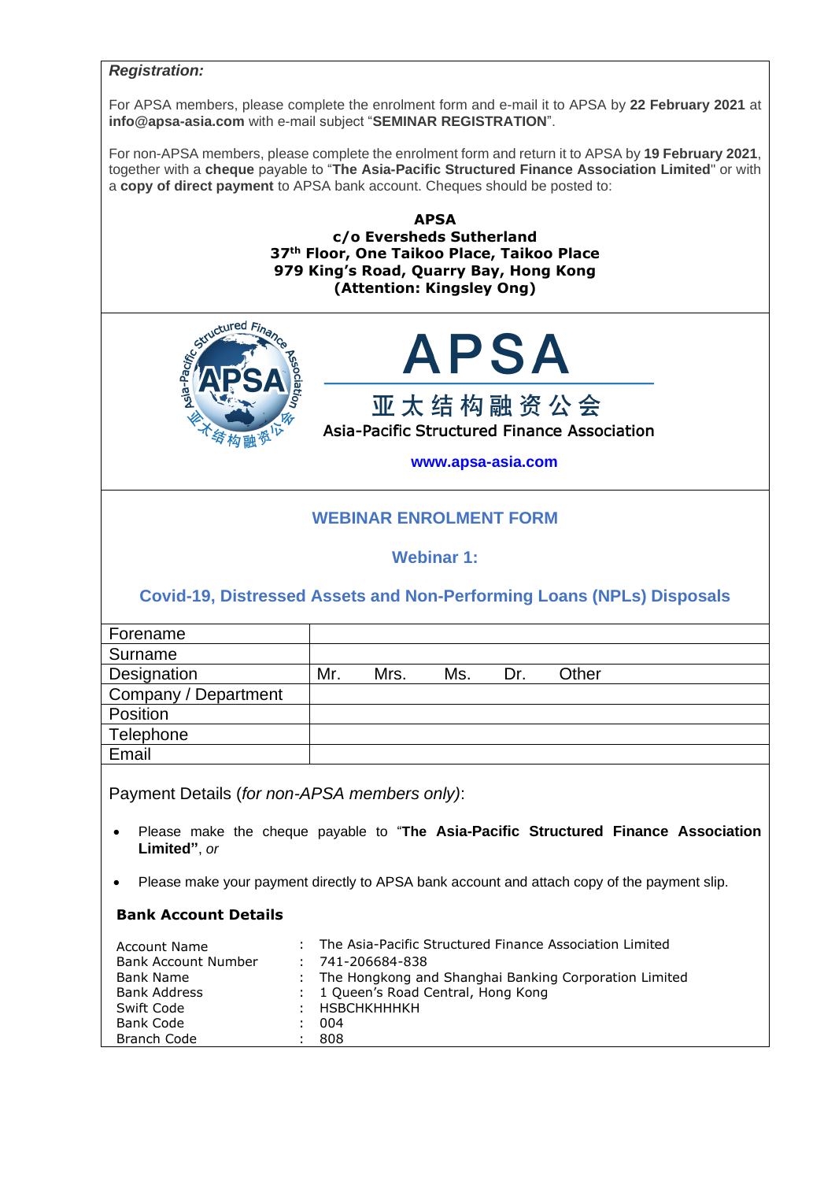***Registration:***

For APSA members, please complete the enrolment form and e-mail it to APSA by **22 February 2021** at **info@apsa-asia.com** with e-mail subject "**SEMINAR REGISTRATION**".

For non-APSA members, please complete the enrolment form and return it to APSA by **19 February 2021**, together with a **cheque** payable to "**The Asia-Pacific Structured Finance Association Limited**" or with a **copy of direct payment** to APSA bank account. Cheques should be posted to:

**APSA**
**c/o Eversheds Sutherland**
**37th Floor, One Taikoo Place, Taikoo Place**
**979 King's Road, Quarry Bay, Hong Kong**
**(Attention: Kingsley Ong)**

**APSA**

**亚太结构融资公会**

**Asia-Pacific Structured Finance Association**

**www.apsa-asia.com**

## WEBINAR ENROLMENT FORM

### Webinar 1:

### Covid-19, Distressed Assets and Non-Performing Loans (NPLs) Disposals

| | |
|---|---|
| Forename | |
| Surname | |
| Designation | Mr. Mrs. Ms. Dr. Other |
| Company / Department | |
| Position | |
| Telephone | |
| Email | |

Payment Details (*for non-APSA members only)*:

- Please make the cheque payable to "**The Asia-Pacific Structured Finance Association Limited"**, *or*
- Please make your payment directly to APSA bank account and attach copy of the payment slip.

**Bank Account Details**

| | | |
|---|---|---|
| Account Name | : | The Asia-Pacific Structured Finance Association Limited |
| Bank Account Number | : | 741-206684-838 |
| Bank Name | : | The Hongkong and Shanghai Banking Corporation Limited |
| Bank Address | : | 1 Queen's Road Central, Hong Kong |
| Swift Code | : | HSBCHKHHHKH |
| Bank Code | : | 004 |
| Branch Code | : | 808 |